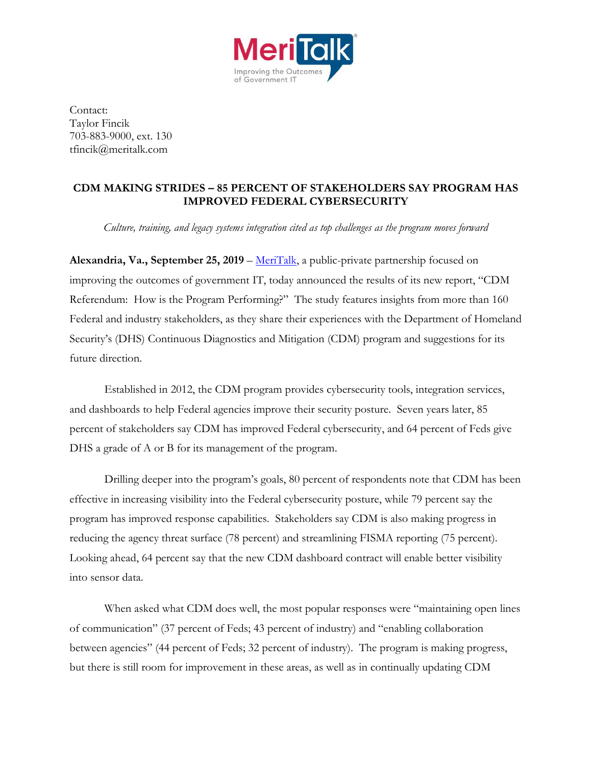Contact:
Taylor Fincik
703-883-9000, ext. 130
tfincik@meritalk.com

## CDM MAKING STRIDES – 85 PERCENT OF STAKEHOLDERS SAY PROGRAM HAS IMPROVED FEDERAL CYBERSECURITY

*Culture, training, and legacy systems integration cited as top challenges as the program moves forward*

**Alexandria, Va., September 25, 2019** – MeriTalk, a public-private partnership focused on improving the outcomes of government IT, today announced the results of its new report, "CDM Referendum: How is the Program Performing?" The study features insights from more than 160 Federal and industry stakeholders, as they share their experiences with the Department of Homeland Security's (DHS) Continuous Diagnostics and Mitigation (CDM) program and suggestions for its future direction.

Established in 2012, the CDM program provides cybersecurity tools, integration services, and dashboards to help Federal agencies improve their security posture. Seven years later, 85 percent of stakeholders say CDM has improved Federal cybersecurity, and 64 percent of Feds give DHS a grade of A or B for its management of the program.

Drilling deeper into the program's goals, 80 percent of respondents note that CDM has been effective in increasing visibility into the Federal cybersecurity posture, while 79 percent say the program has improved response capabilities. Stakeholders say CDM is also making progress in reducing the agency threat surface (78 percent) and streamlining FISMA reporting (75 percent). Looking ahead, 64 percent say that the new CDM dashboard contract will enable better visibility into sensor data.

When asked what CDM does well, the most popular responses were "maintaining open lines of communication" (37 percent of Feds; 43 percent of industry) and "enabling collaboration between agencies" (44 percent of Feds; 32 percent of industry). The program is making progress, but there is still room for improvement in these areas, as well as in continually updating CDM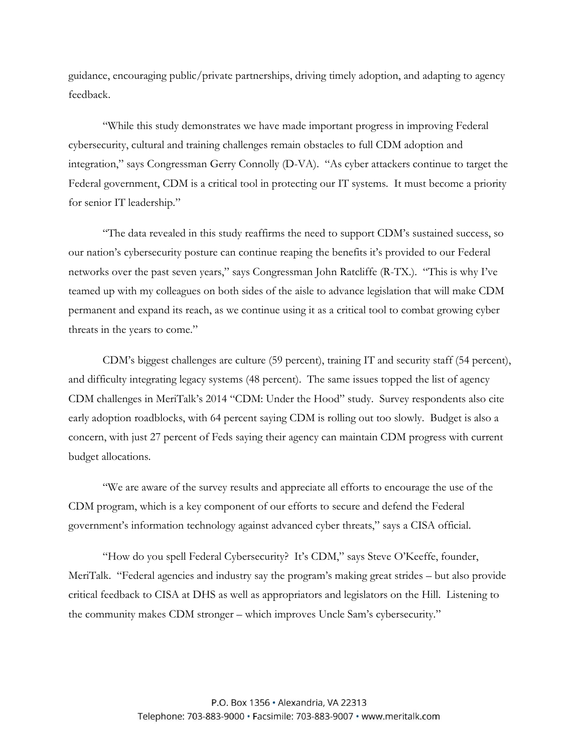guidance, encouraging public/private partnerships, driving timely adoption, and adapting to agency feedback.

"While this study demonstrates we have made important progress in improving Federal cybersecurity, cultural and training challenges remain obstacles to full CDM adoption and integration," says Congressman Gerry Connolly (D-VA). "As cyber attackers continue to target the Federal government, CDM is a critical tool in protecting our IT systems. It must become a priority for senior IT leadership."

"The data revealed in this study reaffirms the need to support CDM's sustained success, so our nation's cybersecurity posture can continue reaping the benefits it's provided to our Federal networks over the past seven years," says Congressman John Ratcliffe (R-TX.). "This is why I've teamed up with my colleagues on both sides of the aisle to advance legislation that will make CDM permanent and expand its reach, as we continue using it as a critical tool to combat growing cyber threats in the years to come."

CDM's biggest challenges are culture (59 percent), training IT and security staff (54 percent), and difficulty integrating legacy systems (48 percent). The same issues topped the list of agency CDM challenges in MeriTalk's 2014 "CDM: Under the Hood" study. Survey respondents also cite early adoption roadblocks, with 64 percent saying CDM is rolling out too slowly. Budget is also a concern, with just 27 percent of Feds saying their agency can maintain CDM progress with current budget allocations.

"We are aware of the survey results and appreciate all efforts to encourage the use of the CDM program, which is a key component of our efforts to secure and defend the Federal government's information technology against advanced cyber threats," says a CISA official.

"How do you spell Federal Cybersecurity? It's CDM," says Steve O'Keeffe, founder, MeriTalk. "Federal agencies and industry say the program's making great strides – but also provide critical feedback to CISA at DHS as well as appropriators and legislators on the Hill. Listening to the community makes CDM stronger – which improves Uncle Sam's cybersecurity."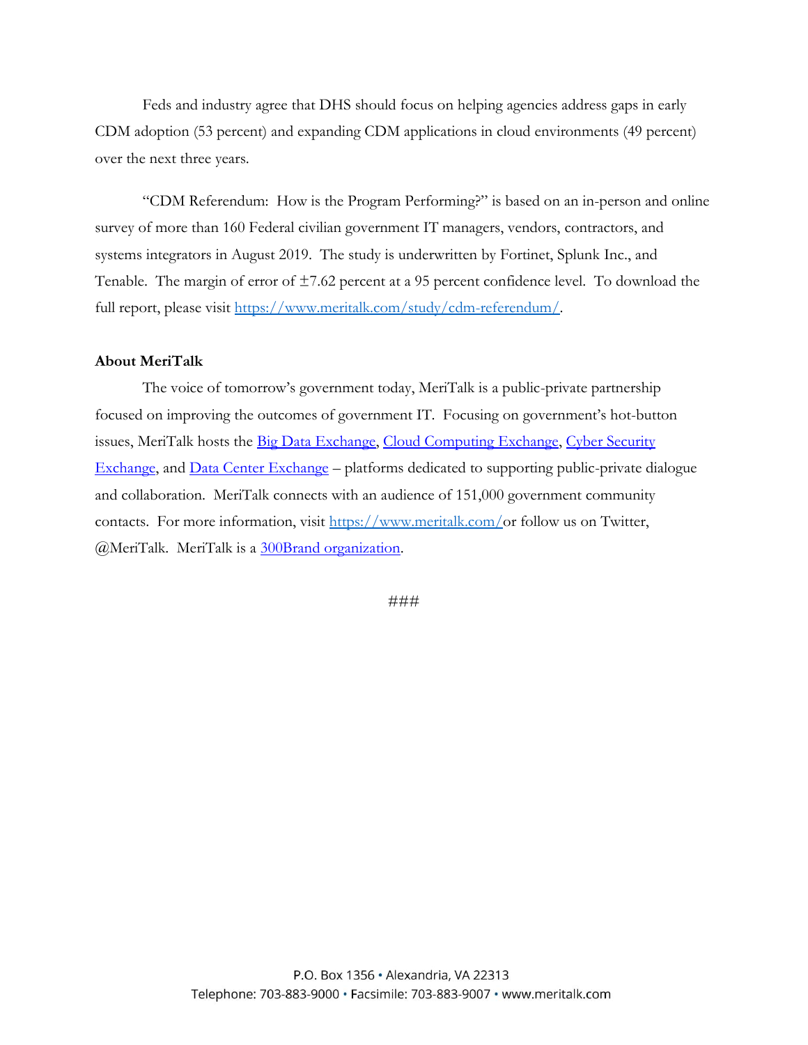Feds and industry agree that DHS should focus on helping agencies address gaps in early CDM adoption (53 percent) and expanding CDM applications in cloud environments (49 percent) over the next three years.

"CDM Referendum: How is the Program Performing?" is based on an in-person and online survey of more than 160 Federal civilian government IT managers, vendors, contractors, and systems integrators in August 2019. The study is underwritten by Fortinet, Splunk Inc., and Tenable. The margin of error of ±7.62 percent at a 95 percent confidence level. To download the full report, please visit https://www.meritalk.com/study/cdm-referendum/.

**About MeriTalk**

The voice of tomorrow's government today, MeriTalk is a public-private partnership focused on improving the outcomes of government IT. Focusing on government's hot-button issues, MeriTalk hosts the Big Data Exchange, Cloud Computing Exchange, Cyber Security Exchange, and Data Center Exchange – platforms dedicated to supporting public-private dialogue and collaboration. MeriTalk connects with an audience of 151,000 government community contacts. For more information, visit https://www.meritalk.com/or follow us on Twitter, @MeriTalk. MeriTalk is a 300Brand organization.

###

P.O. Box 1356 • Alexandria, VA 22313
Telephone: 703-883-9000 • Facsimile: 703-883-9007 • www.meritalk.com